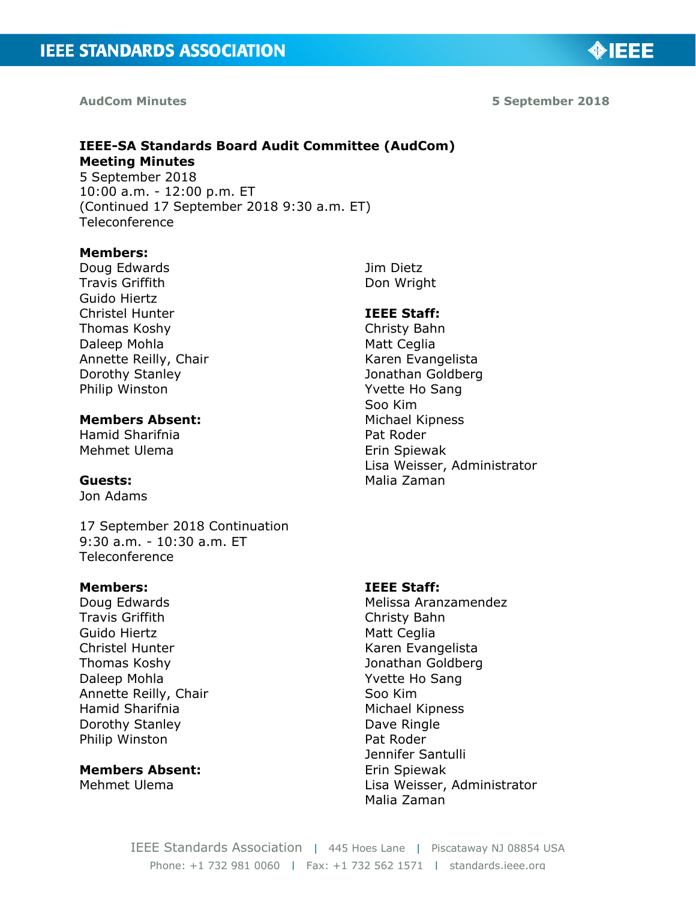**AudCom Minutes** **5 September 2018**

**IEEE-SA Standards Board Audit Committee (AudCom)**
**Meeting Minutes**
5 September 2018
10:00 a.m. - 12:00 p.m. ET
(Continued 17 September 2018 9:30 a.m. ET)
Teleconference

**Members:**
Doug Edwards
Travis Griffith
Guido Hiertz
Christel Hunter
Thomas Koshy
Daleep Mohla
Annette Reilly, Chair
Dorothy Stanley
Philip Winston
Jim Dietz
Don Wright

**Members Absent:**
Hamid Sharifnia
Mehmet Ulema

**Guests:**
Jon Adams

**IEEE Staff:**
Christy Bahn
Matt Ceglia
Karen Evangelista
Jonathan Goldberg
Yvette Ho Sang
Soo Kim
Michael Kipness
Pat Roder
Erin Spiewak
Lisa Weisser, Administrator
Malia Zaman

17 September 2018 Continuation
9:30 a.m. - 10:30 a.m. ET
Teleconference

**Members:**
Doug Edwards
Travis Griffith
Guido Hiertz
Christel Hunter
Thomas Koshy
Daleep Mohla
Annette Reilly, Chair
Hamid Sharifnia
Dorothy Stanley
Philip Winston

**Members Absent:**
Mehmet Ulema

**IEEE Staff:**
Melissa Aranzamendez
Christy Bahn
Matt Ceglia
Karen Evangelista
Jonathan Goldberg
Yvette Ho Sang
Soo Kim
Michael Kipness
Dave Ringle
Pat Roder
Jennifer Santulli
Erin Spiewak
Lisa Weisser, Administrator
Malia Zaman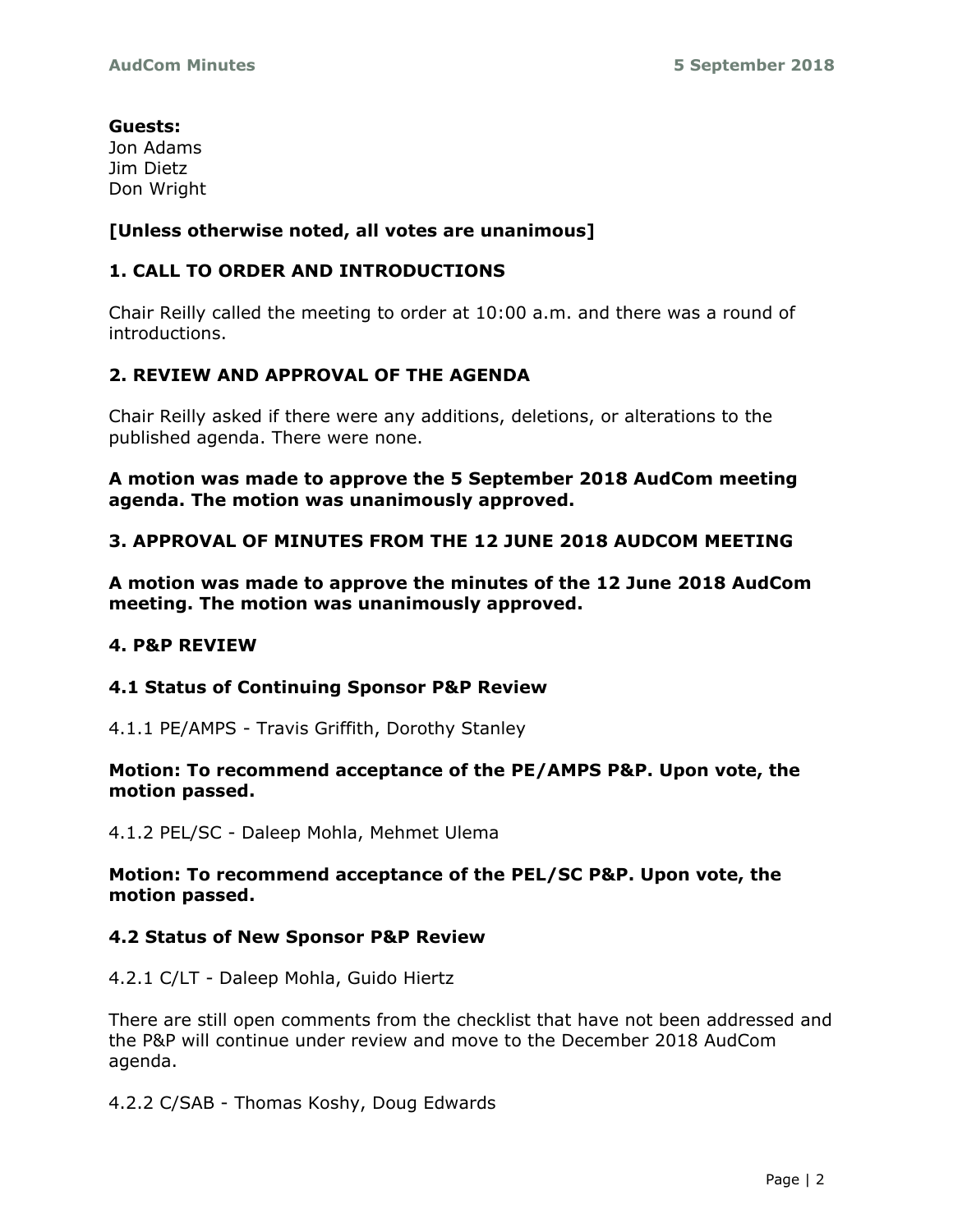**Guests:**
Jon Adams
Jim Dietz
Don Wright

**[Unless otherwise noted, all votes are unanimous]**

## 1. CALL TO ORDER AND INTRODUCTIONS

Chair Reilly called the meeting to order at 10:00 a.m. and there was a round of introductions.

## 2. REVIEW AND APPROVAL OF THE AGENDA

Chair Reilly asked if there were any additions, deletions, or alterations to the published agenda. There were none.

**A motion was made to approve the 5 September 2018 AudCom meeting agenda. The motion was unanimously approved.**

## 3. APPROVAL OF MINUTES FROM THE 12 JUNE 2018 AUDCOM MEETING

**A motion was made to approve the minutes of the 12 June 2018 AudCom meeting. The motion was unanimously approved.**

## 4. P&P REVIEW

### 4.1 Status of Continuing Sponsor P&P Review

4.1.1 PE/AMPS - Travis Griffith, Dorothy Stanley

**Motion: To recommend acceptance of the PE/AMPS P&P. Upon vote, the motion passed.**

4.1.2 PEL/SC - Daleep Mohla, Mehmet Ulema

**Motion: To recommend acceptance of the PEL/SC P&P. Upon vote, the motion passed.**

### 4.2 Status of New Sponsor P&P Review

4.2.1 C/LT - Daleep Mohla, Guido Hiertz

There are still open comments from the checklist that have not been addressed and the P&P will continue under review and move to the December 2018 AudCom agenda.

4.2.2 C/SAB - Thomas Koshy, Doug Edwards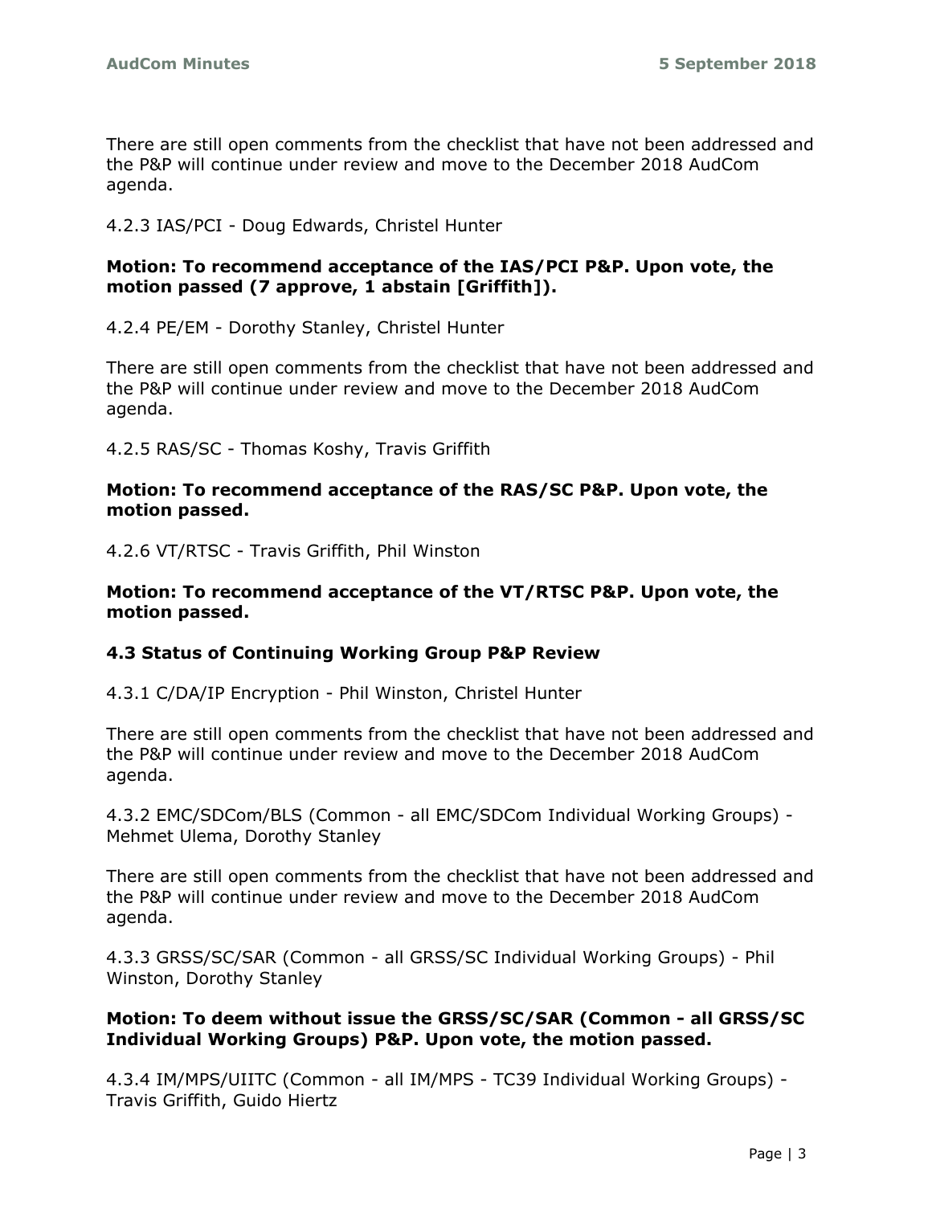There are still open comments from the checklist that have not been addressed and the P&P will continue under review and move to the December 2018 AudCom agenda.

4.2.3 IAS/PCI - Doug Edwards, Christel Hunter

**Motion: To recommend acceptance of the IAS/PCI P&P. Upon vote, the motion passed (7 approve, 1 abstain [Griffith]).**

4.2.4 PE/EM - Dorothy Stanley, Christel Hunter

There are still open comments from the checklist that have not been addressed and the P&P will continue under review and move to the December 2018 AudCom agenda.

4.2.5 RAS/SC - Thomas Koshy, Travis Griffith

**Motion: To recommend acceptance of the RAS/SC P&P. Upon vote, the motion passed.**

4.2.6 VT/RTSC - Travis Griffith, Phil Winston

**Motion: To recommend acceptance of the VT/RTSC P&P. Upon vote, the motion passed.**

### 4.3 Status of Continuing Working Group P&P Review

4.3.1 C/DA/IP Encryption - Phil Winston, Christel Hunter

There are still open comments from the checklist that have not been addressed and the P&P will continue under review and move to the December 2018 AudCom agenda.

4.3.2 EMC/SDCom/BLS (Common - all EMC/SDCom Individual Working Groups) - Mehmet Ulema, Dorothy Stanley

There are still open comments from the checklist that have not been addressed and the P&P will continue under review and move to the December 2018 AudCom agenda.

4.3.3 GRSS/SC/SAR (Common - all GRSS/SC Individual Working Groups) - Phil Winston, Dorothy Stanley

**Motion: To deem without issue the GRSS/SC/SAR (Common - all GRSS/SC Individual Working Groups) P&P. Upon vote, the motion passed.**

4.3.4 IM/MPS/UIITC (Common - all IM/MPS - TC39 Individual Working Groups) - Travis Griffith, Guido Hiertz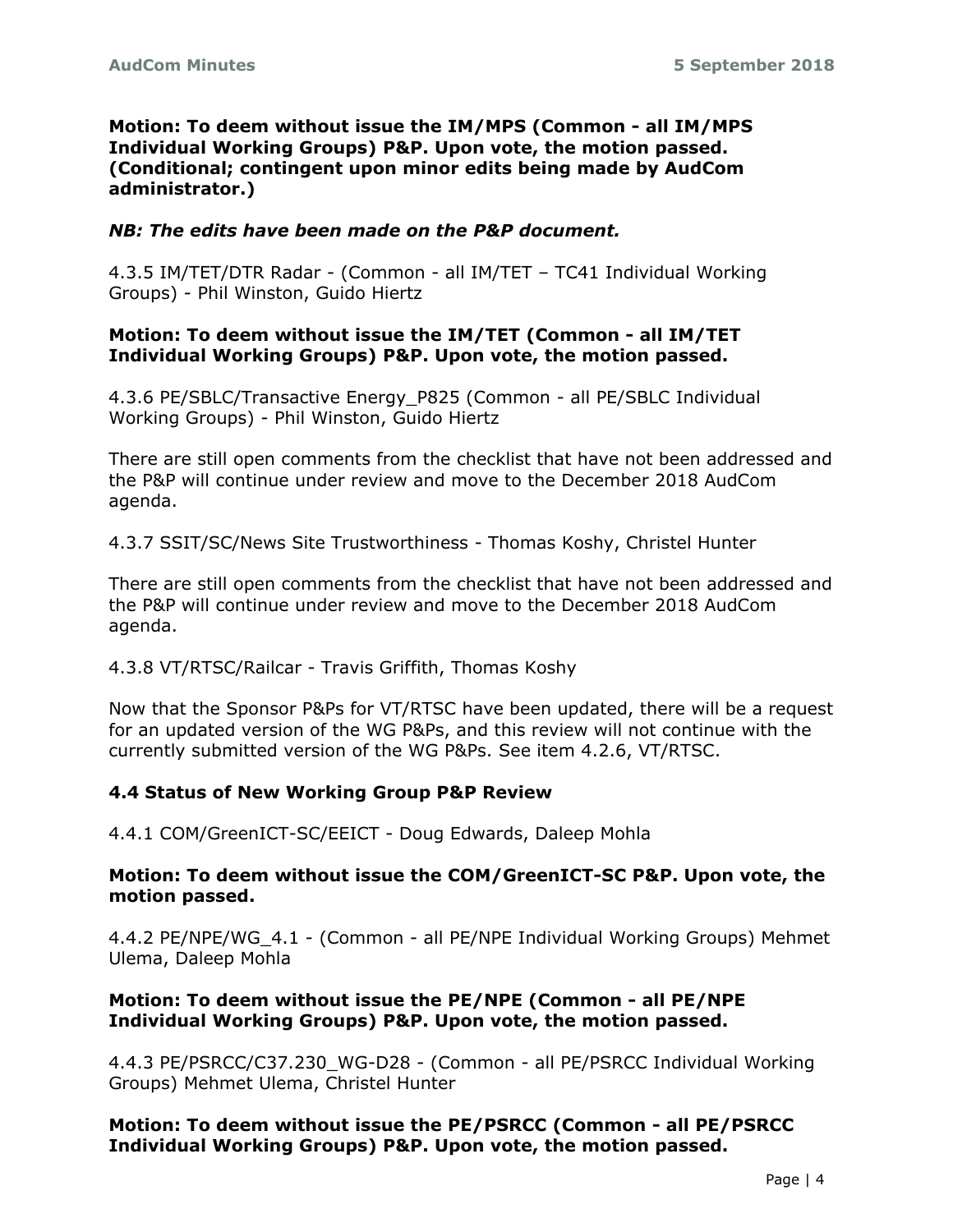**Motion: To deem without issue the IM/MPS (Common - all IM/MPS Individual Working Groups) P&P. Upon vote, the motion passed. (Conditional; contingent upon minor edits being made by AudCom administrator.)**

***NB: The edits have been made on the P&P document.***

4.3.5 IM/TET/DTR Radar - (Common - all IM/TET – TC41 Individual Working Groups) - Phil Winston, Guido Hiertz

**Motion: To deem without issue the IM/TET (Common - all IM/TET Individual Working Groups) P&P. Upon vote, the motion passed.**

4.3.6 PE/SBLC/Transactive Energy_P825 (Common - all PE/SBLC Individual Working Groups) - Phil Winston, Guido Hiertz

There are still open comments from the checklist that have not been addressed and the P&P will continue under review and move to the December 2018 AudCom agenda.

4.3.7 SSIT/SC/News Site Trustworthiness - Thomas Koshy, Christel Hunter

There are still open comments from the checklist that have not been addressed and the P&P will continue under review and move to the December 2018 AudCom agenda.

4.3.8 VT/RTSC/Railcar - Travis Griffith, Thomas Koshy

Now that the Sponsor P&Ps for VT/RTSC have been updated, there will be a request for an updated version of the WG P&Ps, and this review will not continue with the currently submitted version of the WG P&Ps. See item 4.2.6, VT/RTSC.

### 4.4 Status of New Working Group P&P Review

4.4.1 COM/GreenICT-SC/EEICT - Doug Edwards, Daleep Mohla

**Motion: To deem without issue the COM/GreenICT-SC P&P. Upon vote, the motion passed.**

4.4.2 PE/NPE/WG_4.1 - (Common - all PE/NPE Individual Working Groups) Mehmet Ulema, Daleep Mohla

**Motion: To deem without issue the PE/NPE (Common - all PE/NPE Individual Working Groups) P&P. Upon vote, the motion passed.**

4.4.3 PE/PSRCC/C37.230_WG-D28 - (Common - all PE/PSRCC Individual Working Groups) Mehmet Ulema, Christel Hunter

**Motion: To deem without issue the PE/PSRCC (Common - all PE/PSRCC Individual Working Groups) P&P. Upon vote, the motion passed.**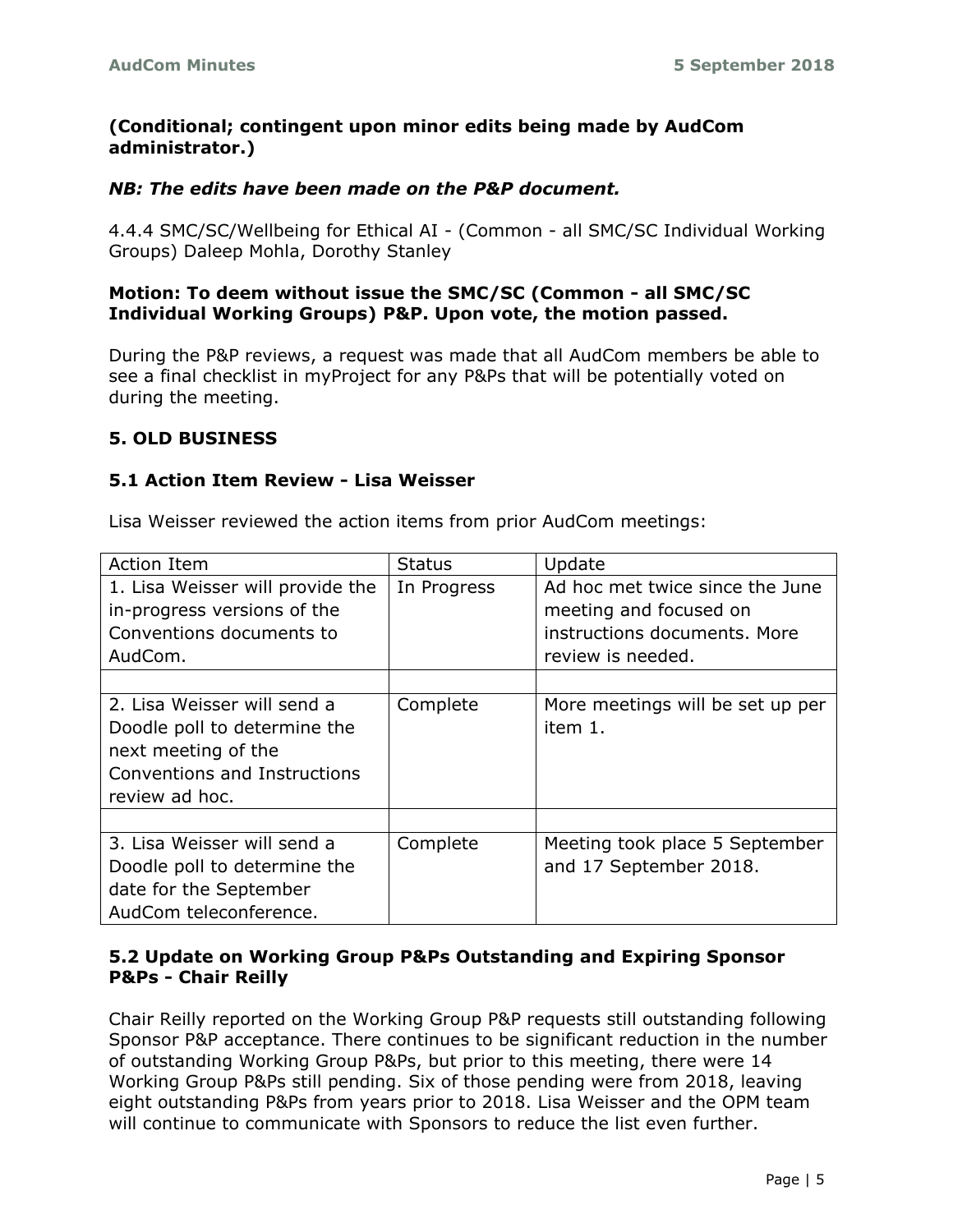**(Conditional; contingent upon minor edits being made by AudCom administrator.)**

***NB: The edits have been made on the P&P document.***

4.4.4 SMC/SC/Wellbeing for Ethical AI - (Common - all SMC/SC Individual Working Groups) Daleep Mohla, Dorothy Stanley

**Motion: To deem without issue the SMC/SC (Common - all SMC/SC Individual Working Groups) P&P. Upon vote, the motion passed.**

During the P&P reviews, a request was made that all AudCom members be able to see a final checklist in myProject for any P&Ps that will be potentially voted on during the meeting.

## 5. OLD BUSINESS

### 5.1 Action Item Review - Lisa Weisser

Lisa Weisser reviewed the action items from prior AudCom meetings:

| Action Item | Status | Update |
|---|---|---|
| 1. Lisa Weisser will provide the in-progress versions of the Conventions documents to AudCom. | In Progress | Ad hoc met twice since the June meeting and focused on instructions documents. More review is needed. |
| | | |
| 2. Lisa Weisser will send a Doodle poll to determine the next meeting of the Conventions and Instructions review ad hoc. | Complete | More meetings will be set up per item 1. |
| | | |
| 3. Lisa Weisser will send a Doodle poll to determine the date for the September AudCom teleconference. | Complete | Meeting took place 5 September and 17 September 2018. |

### 5.2 Update on Working Group P&Ps Outstanding and Expiring Sponsor P&Ps - Chair Reilly

Chair Reilly reported on the Working Group P&P requests still outstanding following Sponsor P&P acceptance. There continues to be significant reduction in the number of outstanding Working Group P&Ps, but prior to this meeting, there were 14 Working Group P&Ps still pending. Six of those pending were from 2018, leaving eight outstanding P&Ps from years prior to 2018. Lisa Weisser and the OPM team will continue to communicate with Sponsors to reduce the list even further.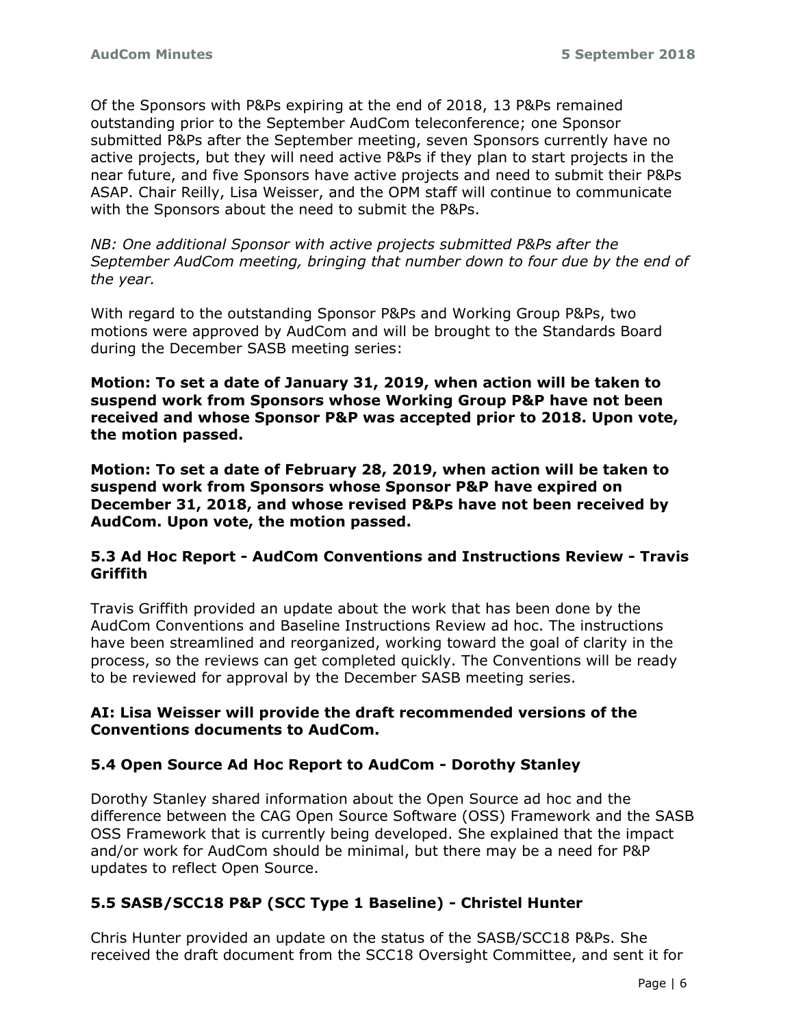Of the Sponsors with P&Ps expiring at the end of 2018, 13 P&Ps remained outstanding prior to the September AudCom teleconference; one Sponsor submitted P&Ps after the September meeting, seven Sponsors currently have no active projects, but they will need active P&Ps if they plan to start projects in the near future, and five Sponsors have active projects and need to submit their P&Ps ASAP. Chair Reilly, Lisa Weisser, and the OPM staff will continue to communicate with the Sponsors about the need to submit the P&Ps.

*NB: One additional Sponsor with active projects submitted P&Ps after the September AudCom meeting, bringing that number down to four due by the end of the year.*

With regard to the outstanding Sponsor P&Ps and Working Group P&Ps, two motions were approved by AudCom and will be brought to the Standards Board during the December SASB meeting series:

**Motion: To set a date of January 31, 2019, when action will be taken to suspend work from Sponsors whose Working Group P&P have not been received and whose Sponsor P&P was accepted prior to 2018. Upon vote, the motion passed.**

**Motion: To set a date of February 28, 2019, when action will be taken to suspend work from Sponsors whose Sponsor P&P have expired on December 31, 2018, and whose revised P&Ps have not been received by AudCom. Upon vote, the motion passed.**

### 5.3 Ad Hoc Report - AudCom Conventions and Instructions Review - Travis Griffith

Travis Griffith provided an update about the work that has been done by the AudCom Conventions and Baseline Instructions Review ad hoc. The instructions have been streamlined and reorganized, working toward the goal of clarity in the process, so the reviews can get completed quickly. The Conventions will be ready to be reviewed for approval by the December SASB meeting series.

**AI: Lisa Weisser will provide the draft recommended versions of the Conventions documents to AudCom.**

### 5.4 Open Source Ad Hoc Report to AudCom - Dorothy Stanley

Dorothy Stanley shared information about the Open Source ad hoc and the difference between the CAG Open Source Software (OSS) Framework and the SASB OSS Framework that is currently being developed. She explained that the impact and/or work for AudCom should be minimal, but there may be a need for P&P updates to reflect Open Source.

### 5.5 SASB/SCC18 P&P (SCC Type 1 Baseline) - Christel Hunter

Chris Hunter provided an update on the status of the SASB/SCC18 P&Ps. She received the draft document from the SCC18 Oversight Committee, and sent it for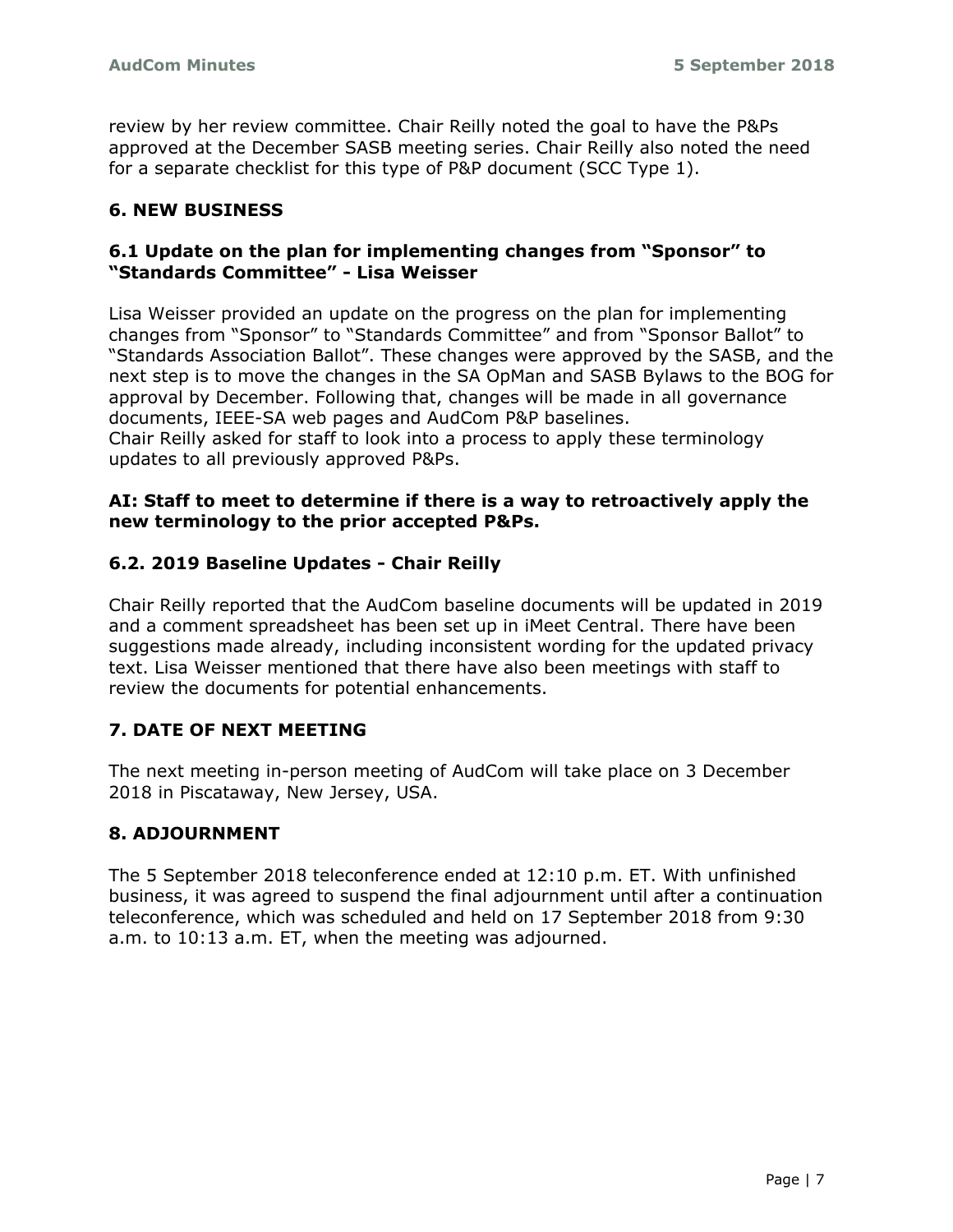review by her review committee. Chair Reilly noted the goal to have the P&Ps approved at the December SASB meeting series. Chair Reilly also noted the need for a separate checklist for this type of P&P document (SCC Type 1).

## 6. NEW BUSINESS

### 6.1 Update on the plan for implementing changes from “Sponsor” to “Standards Committee” - Lisa Weisser

Lisa Weisser provided an update on the progress on the plan for implementing changes from “Sponsor” to “Standards Committee” and from “Sponsor Ballot” to “Standards Association Ballot”. These changes were approved by the SASB, and the next step is to move the changes in the SA OpMan and SASB Bylaws to the BOG for approval by December. Following that, changes will be made in all governance documents, IEEE-SA web pages and AudCom P&P baselines.
Chair Reilly asked for staff to look into a process to apply these terminology updates to all previously approved P&Ps.

**AI: Staff to meet to determine if there is a way to retroactively apply the new terminology to the prior accepted P&Ps.**

### 6.2. 2019 Baseline Updates - Chair Reilly

Chair Reilly reported that the AudCom baseline documents will be updated in 2019 and a comment spreadsheet has been set up in iMeet Central. There have been suggestions made already, including inconsistent wording for the updated privacy text. Lisa Weisser mentioned that there have also been meetings with staff to review the documents for potential enhancements.

## 7. DATE OF NEXT MEETING

The next meeting in-person meeting of AudCom will take place on 3 December 2018 in Piscataway, New Jersey, USA.

## 8. ADJOURNMENT

The 5 September 2018 teleconference ended at 12:10 p.m. ET. With unfinished business, it was agreed to suspend the final adjournment until after a continuation teleconference, which was scheduled and held on 17 September 2018 from 9:30 a.m. to 10:13 a.m. ET, when the meeting was adjourned.